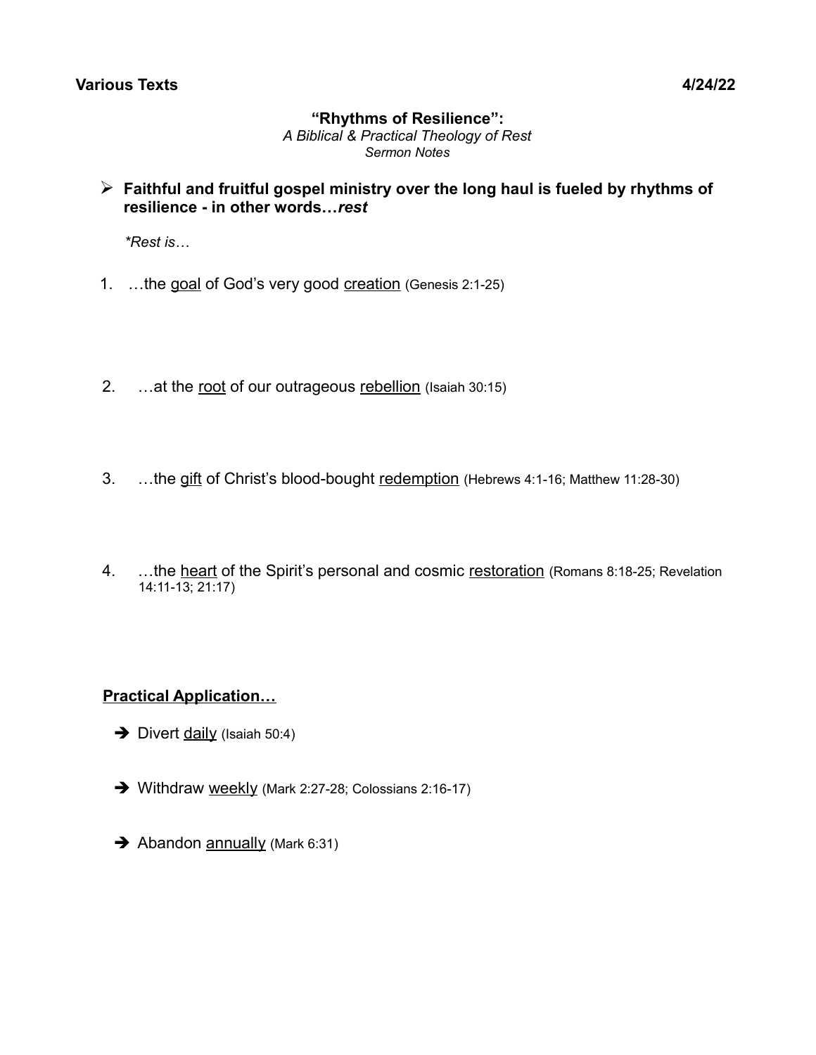**Various Texts** **4/24/22**

# "Rhythms of Resilience":

*A Biblical & Practical Theology of Rest*
*Sermon Notes*

- **Faithful and fruitful gospel ministry over the long haul is fueled by rhythms of resilience - in other words…*rest***

  **Rest is…*

1. …the <u>goal</u> of God's very good <u>creation</u> (Genesis 2:1-25)

2. …at the <u>root</u> of our outrageous <u>rebellion</u> (Isaiah 30:15)

3. …the <u>gift</u> of Christ's blood-bought <u>redemption</u> (Hebrews 4:1-16; Matthew 11:28-30)

4. …the <u>heart</u> of the Spirit's personal and cosmic <u>restoration</u> (Romans 8:18-25; Revelation 14:11-13; 21:17)

**<u>Practical Application…</u>**

- Divert <u>daily</u> (Isaiah 50:4)
- Withdraw <u>weekly</u> (Mark 2:27-28; Colossians 2:16-17)
- Abandon <u>annually</u> (Mark 6:31)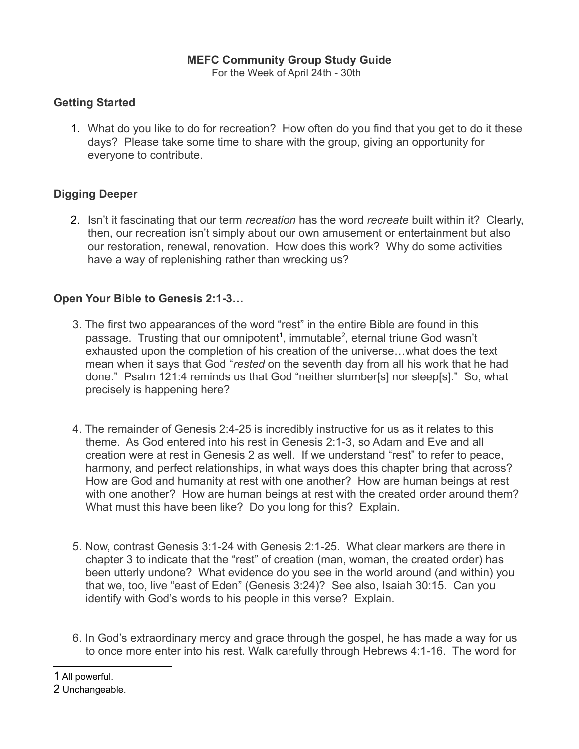**MEFC Community Group Study Guide**

For the Week of April 24th - 30th

## Getting Started

1. What do you like to do for recreation? How often do you find that you get to do it these days? Please take some time to share with the group, giving an opportunity for everyone to contribute.

## Digging Deeper

2. Isn't it fascinating that our term *recreation* has the word *recreate* built within it? Clearly, then, our recreation isn't simply about our own amusement or entertainment but also our restoration, renewal, renovation. How does this work? Why do some activities have a way of replenishing rather than wrecking us?

## Open Your Bible to Genesis 2:1-3…

3. The first two appearances of the word "rest" in the entire Bible are found in this passage. Trusting that our omnipotent[1], immutable[2], eternal triune God wasn't exhausted upon the completion of his creation of the universe…what does the text mean when it says that God "*rested* on the seventh day from all his work that he had done." Psalm 121:4 reminds us that God "neither slumber[s] nor sleep[s]." So, what precisely is happening here?

4. The remainder of Genesis 2:4-25 is incredibly instructive for us as it relates to this theme. As God entered into his rest in Genesis 2:1-3, so Adam and Eve and all creation were at rest in Genesis 2 as well. If we understand "rest" to refer to peace, harmony, and perfect relationships, in what ways does this chapter bring that across? How are God and humanity at rest with one another? How are human beings at rest with one another? How are human beings at rest with the created order around them? What must this have been like? Do you long for this? Explain.

5. Now, contrast Genesis 3:1-24 with Genesis 2:1-25. What clear markers are there in chapter 3 to indicate that the "rest" of creation (man, woman, the created order) has been utterly undone? What evidence do you see in the world around (and within) you that we, too, live "east of Eden" (Genesis 3:24)? See also, Isaiah 30:15. Can you identify with God's words to his people in this verse? Explain.

6. In God's extraordinary mercy and grace through the gospel, he has made a way for us to once more enter into his rest. Walk carefully through Hebrews 4:1-16. The word for

---

1 All powerful.

2 Unchangeable.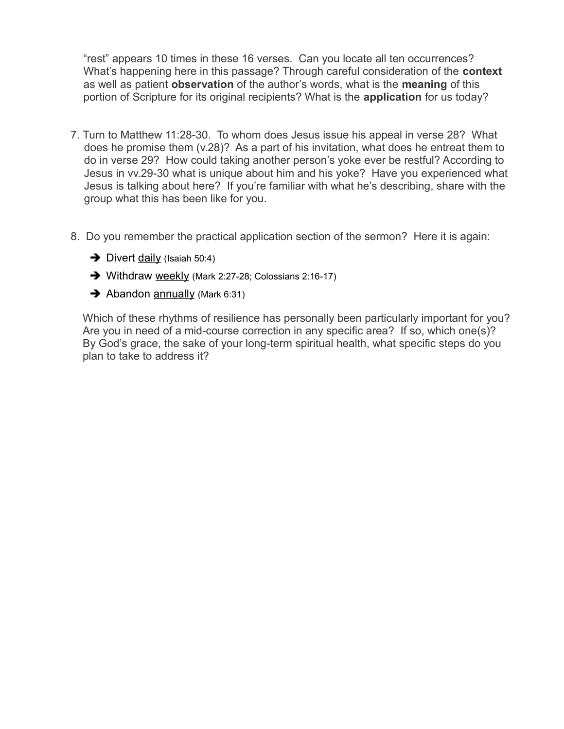“rest” appears 10 times in these 16 verses. Can you locate all ten occurrences? What’s happening here in this passage? Through careful consideration of the **context** as well as patient **observation** of the author’s words, what is the **meaning** of this portion of Scripture for its original recipients? What is the **application** for us today?

7. Turn to Matthew 11:28-30. To whom does Jesus issue his appeal in verse 28? What does he promise them (v.28)? As a part of his invitation, what does he entreat them to do in verse 29? How could taking another person’s yoke ever be restful? According to Jesus in vv.29-30 what is unique about him and his yoke? Have you experienced what Jesus is talking about here? If you’re familiar with what he’s describing, share with the group what this has been like for you.

8. Do you remember the practical application section of the sermon? Here it is again:

   - ➔ Divert <u>daily</u> (Isaiah 50:4)
   - ➔ Withdraw <u>weekly</u> (Mark 2:27-28; Colossians 2:16-17)
   - ➔ Abandon <u>annually</u> (Mark 6:31)

   Which of these rhythms of resilience has personally been particularly important for you? Are you in need of a mid-course correction in any specific area? If so, which one(s)? By God’s grace, the sake of your long-term spiritual health, what specific steps do you plan to take to address it?